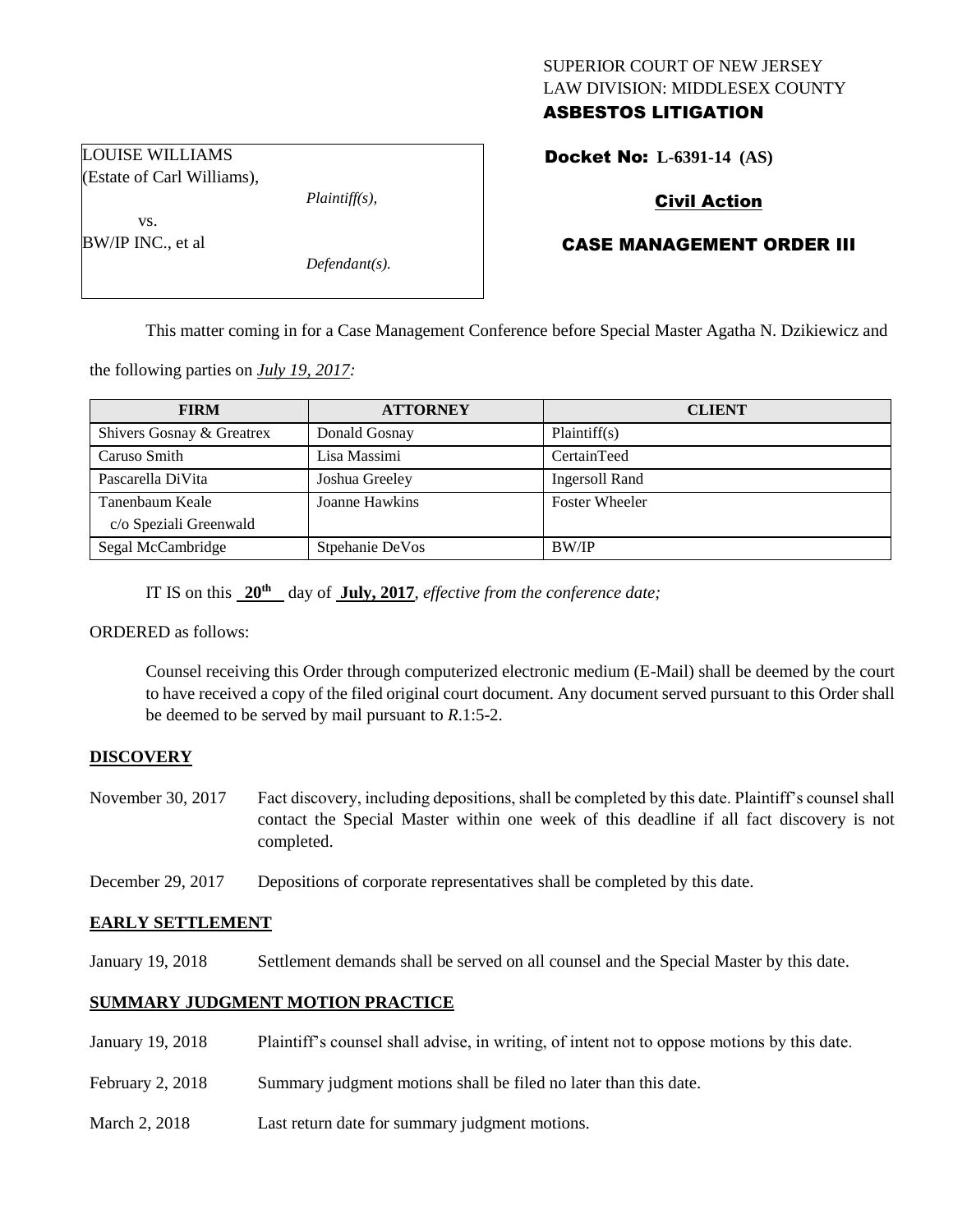SUPERIOR COURT OF NEW JERSEY
LAW DIVISION: MIDDLESEX COUNTY
**ASBESTOS LITIGATION**

LOUISE WILLIAMS
(Estate of Carl Williams),

*Plaintiff(s),*

vs.

BW/IP INC., et al

*Defendant(s).*

**Docket No: L-6391-14 (AS)**

**Civil Action**

**CASE MANAGEMENT ORDER III**

This matter coming in for a Case Management Conference before Special Master Agatha N. Dzikiewicz and the following parties on *July 19, 2017:*

| FIRM | ATTORNEY | CLIENT |
|---|---|---|
| Shivers Gosnay & Greatrex | Donald Gosnay | Plaintiff(s) |
| Caruso Smith | Lisa Massimi | CertainTeed |
| Pascarella DiVita | Joshua Greeley | Ingersoll Rand |
| Tanenbaum Keale c/o Speziali Greenwald | Joanne Hawkins | Foster Wheeler |
| Segal McCambridge | Stpehanie DeVos | BW/IP |

IT IS on this **20th** day of **July, 2017**, *effective from the conference date;*

ORDERED as follows:

Counsel receiving this Order through computerized electronic medium (E-Mail) shall be deemed by the court to have received a copy of the filed original court document. Any document served pursuant to this Order shall be deemed to be served by mail pursuant to *R*.1:5-2.

## DISCOVERY

November 30, 2017 Fact discovery, including depositions, shall be completed by this date. Plaintiff's counsel shall contact the Special Master within one week of this deadline if all fact discovery is not completed.

December 29, 2017 Depositions of corporate representatives shall be completed by this date.

## EARLY SETTLEMENT

January 19, 2018 Settlement demands shall be served on all counsel and the Special Master by this date.

## SUMMARY JUDGMENT MOTION PRACTICE

January 19, 2018 Plaintiff's counsel shall advise, in writing, of intent not to oppose motions by this date.

February 2, 2018 Summary judgment motions shall be filed no later than this date.

March 2, 2018 Last return date for summary judgment motions.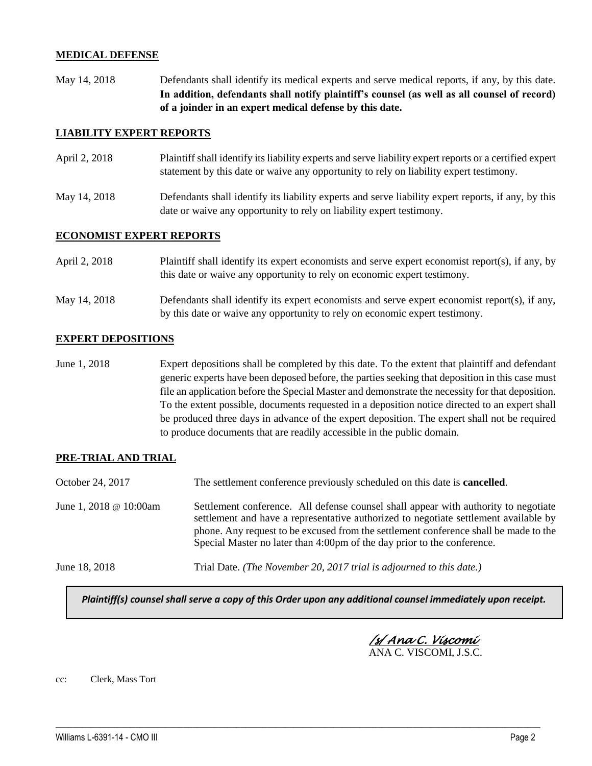**MEDICAL DEFENSE**

| | |
|---|---|
| May 14, 2018 | Defendants shall identify its medical experts and serve medical reports, if any, by this date. **In addition, defendants shall notify plaintiff's counsel (as well as all counsel of record) of a joinder in an expert medical defense by this date.** |

**LIABILITY EXPERT REPORTS**

| | |
|---|---|
| April 2, 2018 | Plaintiff shall identify its liability experts and serve liability expert reports or a certified expert statement by this date or waive any opportunity to rely on liability expert testimony. |
| May 14, 2018 | Defendants shall identify its liability experts and serve liability expert reports, if any, by this date or waive any opportunity to rely on liability expert testimony. |

**ECONOMIST EXPERT REPORTS**

| | |
|---|---|
| April 2, 2018 | Plaintiff shall identify its expert economists and serve expert economist report(s), if any, by this date or waive any opportunity to rely on economic expert testimony. |
| May 14, 2018 | Defendants shall identify its expert economists and serve expert economist report(s), if any, by this date or waive any opportunity to rely on economic expert testimony. |

**EXPERT DEPOSITIONS**

| | |
|---|---|
| June 1, 2018 | Expert depositions shall be completed by this date. To the extent that plaintiff and defendant generic experts have been deposed before, the parties seeking that deposition in this case must file an application before the Special Master and demonstrate the necessity for that deposition. To the extent possible, documents requested in a deposition notice directed to an expert shall be produced three days in advance of the expert deposition. The expert shall not be required to produce documents that are readily accessible in the public domain. |

**PRE-TRIAL AND TRIAL**

| | |
|---|---|
| October 24, 2017 | The settlement conference previously scheduled on this date is **cancelled**. |
| June 1, 2018 @ 10:00am | Settlement conference. All defense counsel shall appear with authority to negotiate settlement and have a representative authorized to negotiate settlement available by phone. Any request to be excused from the settlement conference shall be made to the Special Master no later than 4:00pm of the day prior to the conference. |
| June 18, 2018 | Trial Date. *(The November 20, 2017 trial is adjourned to this date.)* |

***Plaintiff(s) counsel shall serve a copy of this Order upon any additional counsel immediately upon receipt.***

*/s/ Ana C. Viscomi*

ANA C. VISCOMI, J.S.C.

cc: Clerk, Mass Tort